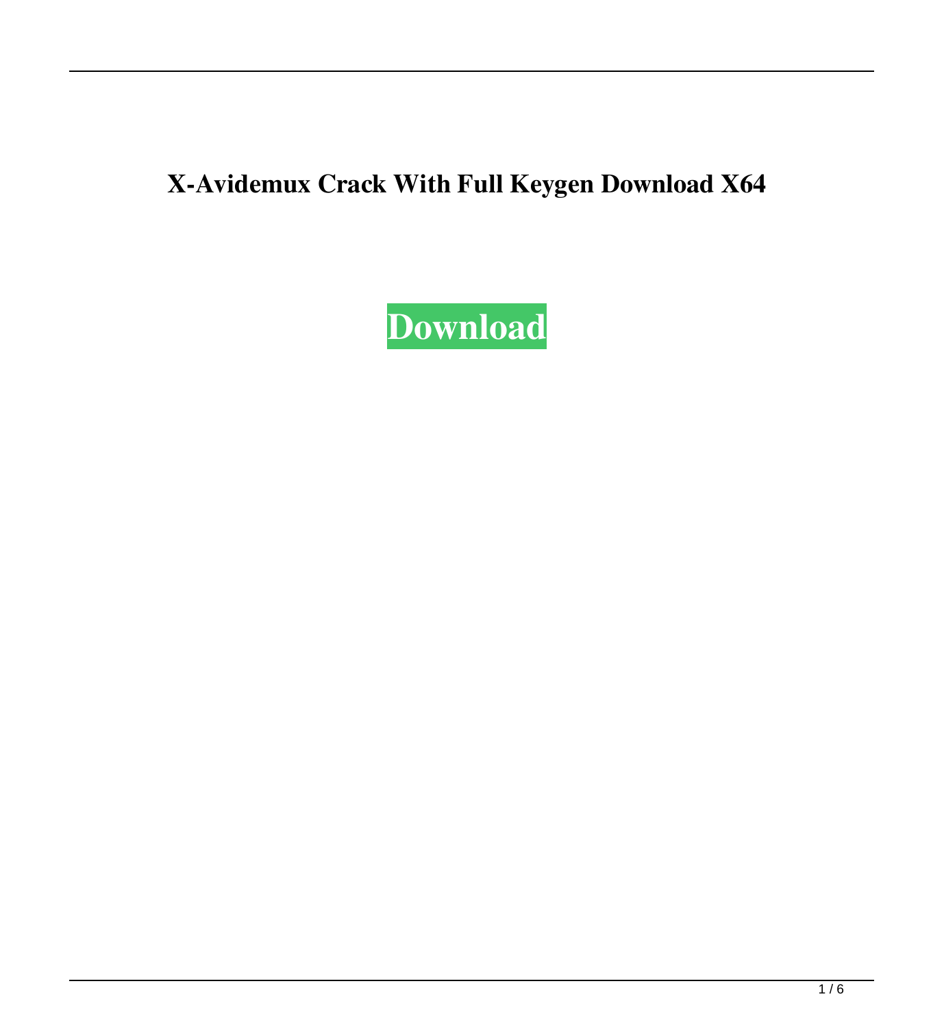# X-Avidemux Crack With Full Keygen Download X64

**Download**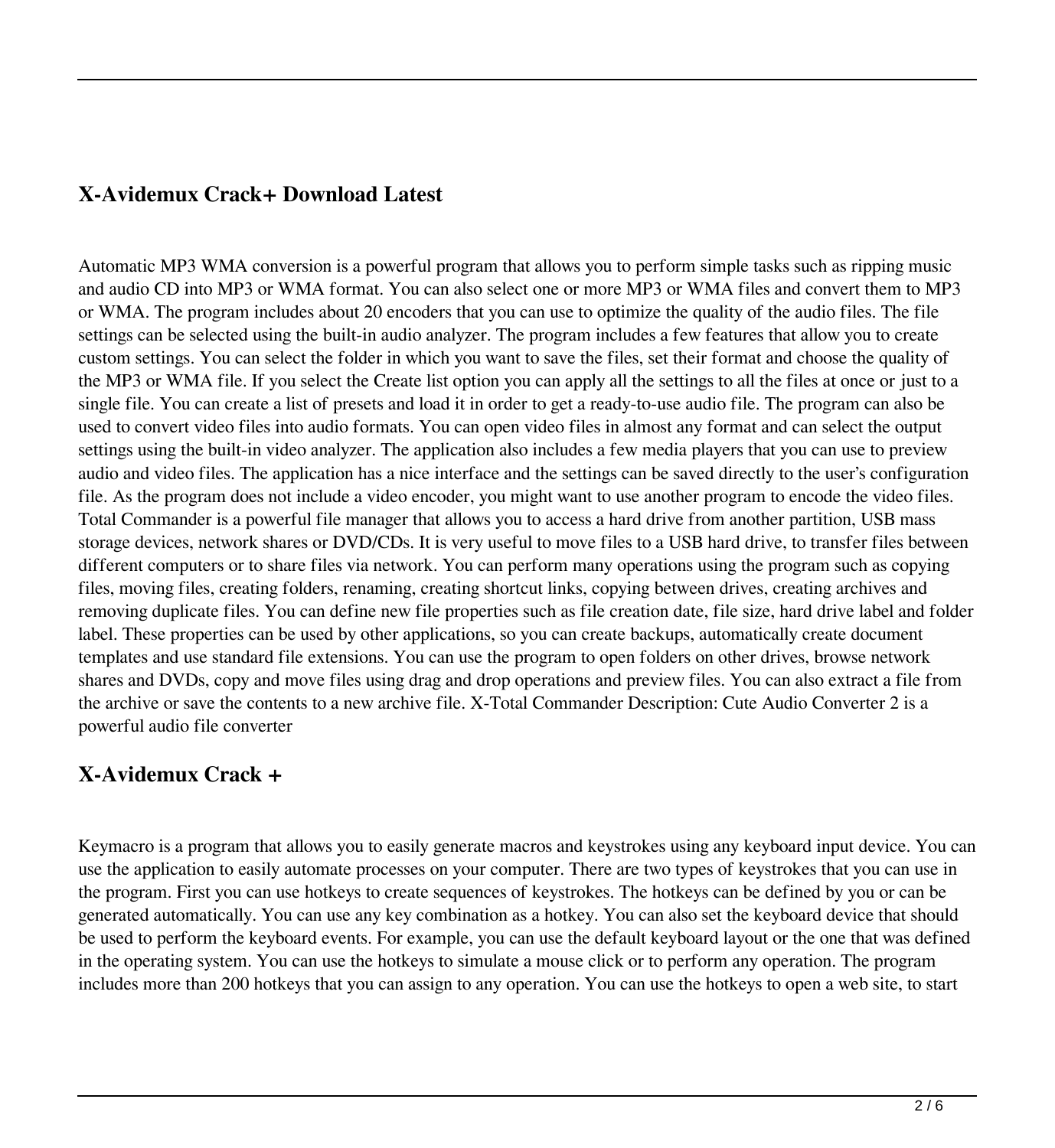## X-Avidemux Crack+ Download Latest

Automatic MP3 WMA conversion is a powerful program that allows you to perform simple tasks such as ripping music and audio CD into MP3 or WMA format. You can also select one or more MP3 or WMA files and convert them to MP3 or WMA. The program includes about 20 encoders that you can use to optimize the quality of the audio files. The file settings can be selected using the built-in audio analyzer. The program includes a few features that allow you to create custom settings. You can select the folder in which you want to save the files, set their format and choose the quality of the MP3 or WMA file. If you select the Create list option you can apply all the settings to all the files at once or just to a single file. You can create a list of presets and load it in order to get a ready-to-use audio file. The program can also be used to convert video files into audio formats. You can open video files in almost any format and can select the output settings using the built-in video analyzer. The application also includes a few media players that you can use to preview audio and video files. The application has a nice interface and the settings can be saved directly to the user's configuration file. As the program does not include a video encoder, you might want to use another program to encode the video files. Total Commander is a powerful file manager that allows you to access a hard drive from another partition, USB mass storage devices, network shares or DVD/CDs. It is very useful to move files to a USB hard drive, to transfer files between different computers or to share files via network. You can perform many operations using the program such as copying files, moving files, creating folders, renaming, creating shortcut links, copying between drives, creating archives and removing duplicate files. You can define new file properties such as file creation date, file size, hard drive label and folder label. These properties can be used by other applications, so you can create backups, automatically create document templates and use standard file extensions. You can use the program to open folders on other drives, browse network shares and DVDs, copy and move files using drag and drop operations and preview files. You can also extract a file from the archive or save the contents to a new archive file. X-Total Commander Description: Cute Audio Converter 2 is a powerful audio file converter

## X-Avidemux Crack +

Keymacro is a program that allows you to easily generate macros and keystrokes using any keyboard input device. You can use the application to easily automate processes on your computer. There are two types of keystrokes that you can use in the program. First you can use hotkeys to create sequences of keystrokes. The hotkeys can be defined by you or can be generated automatically. You can use any key combination as a hotkey. You can also set the keyboard device that should be used to perform the keyboard events. For example, you can use the default keyboard layout or the one that was defined in the operating system. You can use the hotkeys to simulate a mouse click or to perform any operation. The program includes more than 200 hotkeys that you can assign to any operation. You can use the hotkeys to open a web site, to start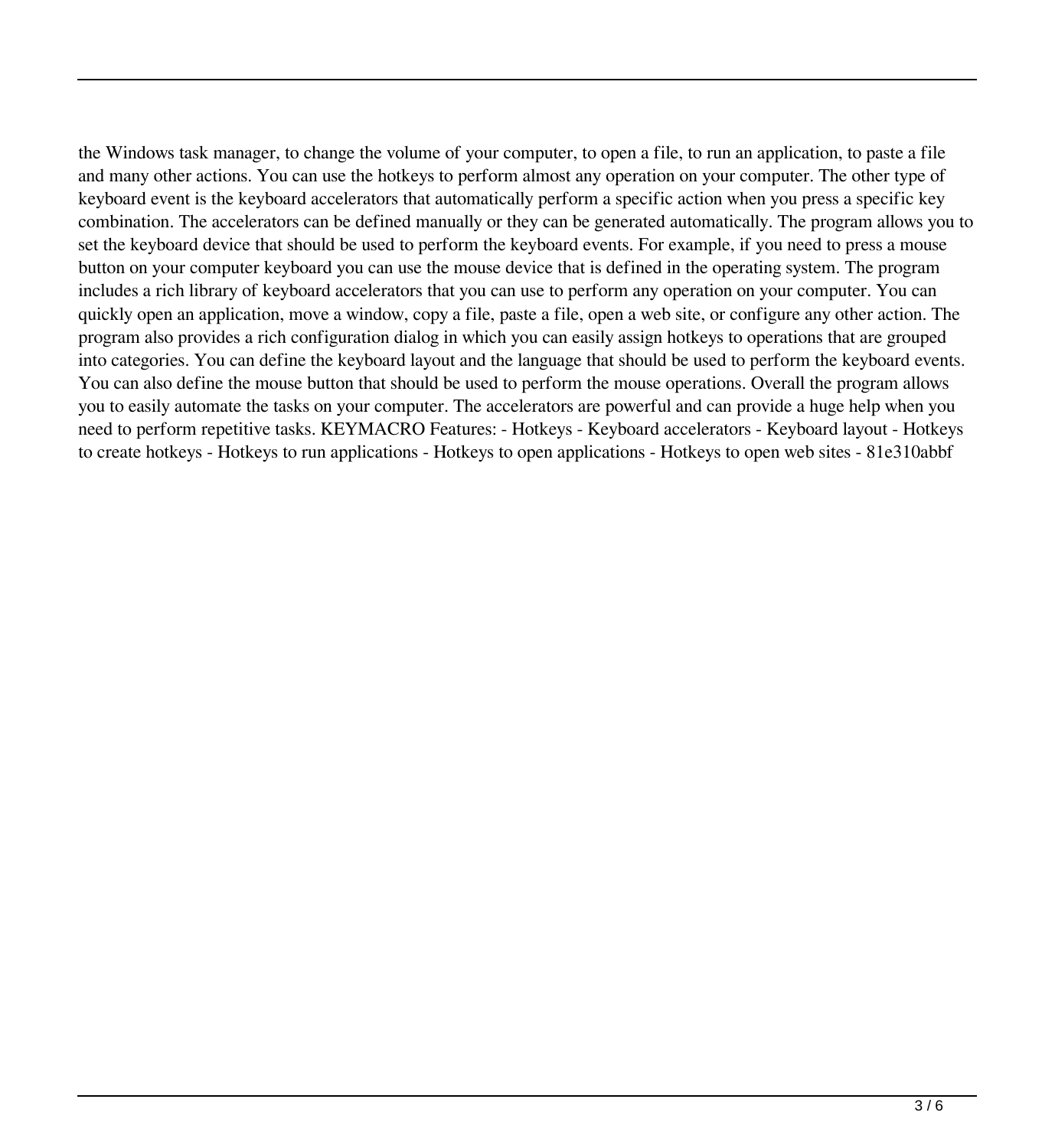the Windows task manager, to change the volume of your computer, to open a file, to run an application, to paste a file and many other actions. You can use the hotkeys to perform almost any operation on your computer. The other type of keyboard event is the keyboard accelerators that automatically perform a specific action when you press a specific key combination. The accelerators can be defined manually or they can be generated automatically. The program allows you to set the keyboard device that should be used to perform the keyboard events. For example, if you need to press a mouse button on your computer keyboard you can use the mouse device that is defined in the operating system. The program includes a rich library of keyboard accelerators that you can use to perform any operation on your computer. You can quickly open an application, move a window, copy a file, paste a file, open a web site, or configure any other action. The program also provides a rich configuration dialog in which you can easily assign hotkeys to operations that are grouped into categories. You can define the keyboard layout and the language that should be used to perform the keyboard events. You can also define the mouse button that should be used to perform the mouse operations. Overall the program allows you to easily automate the tasks on your computer. The accelerators are powerful and can provide a huge help when you need to perform repetitive tasks. KEYMACRO Features: - Hotkeys - Keyboard accelerators - Keyboard layout - Hotkeys to create hotkeys - Hotkeys to run applications - Hotkeys to open applications - Hotkeys to open web sites - 81e310abbf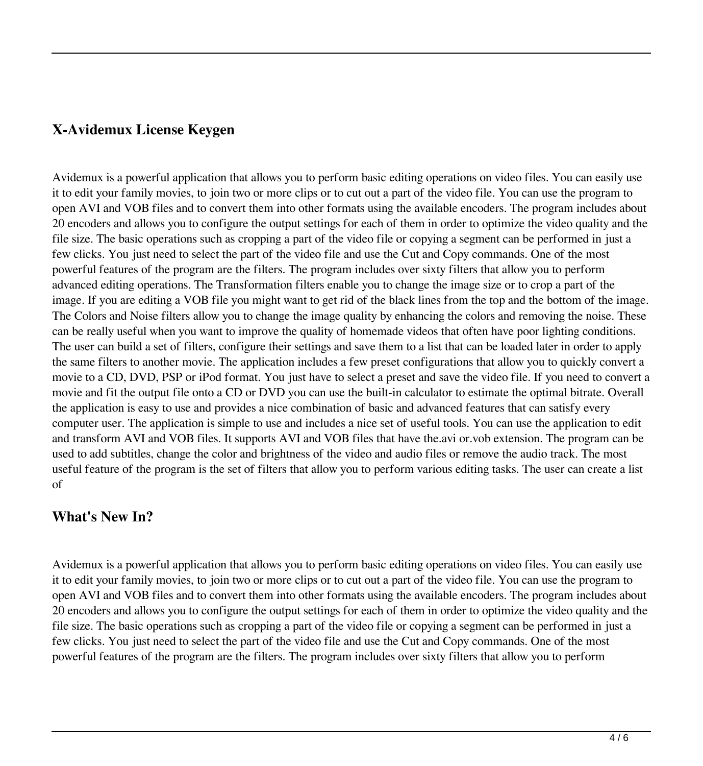## X-Avidemux License Keygen

Avidemux is a powerful application that allows you to perform basic editing operations on video files. You can easily use it to edit your family movies, to join two or more clips or to cut out a part of the video file. You can use the program to open AVI and VOB files and to convert them into other formats using the available encoders. The program includes about 20 encoders and allows you to configure the output settings for each of them in order to optimize the video quality and the file size. The basic operations such as cropping a part of the video file or copying a segment can be performed in just a few clicks. You just need to select the part of the video file and use the Cut and Copy commands. One of the most powerful features of the program are the filters. The program includes over sixty filters that allow you to perform advanced editing operations. The Transformation filters enable you to change the image size or to crop a part of the image. If you are editing a VOB file you might want to get rid of the black lines from the top and the bottom of the image. The Colors and Noise filters allow you to change the image quality by enhancing the colors and removing the noise. These can be really useful when you want to improve the quality of homemade videos that often have poor lighting conditions. The user can build a set of filters, configure their settings and save them to a list that can be loaded later in order to apply the same filters to another movie. The application includes a few preset configurations that allow you to quickly convert a movie to a CD, DVD, PSP or iPod format. You just have to select a preset and save the video file. If you need to convert a movie and fit the output file onto a CD or DVD you can use the built-in calculator to estimate the optimal bitrate. Overall the application is easy to use and provides a nice combination of basic and advanced features that can satisfy every computer user. The application is simple to use and includes a nice set of useful tools. You can use the application to edit and transform AVI and VOB files. It supports AVI and VOB files that have the.avi or.vob extension. The program can be used to add subtitles, change the color and brightness of the video and audio files or remove the audio track. The most useful feature of the program is the set of filters that allow you to perform various editing tasks. The user can create a list of

## What's New In?

Avidemux is a powerful application that allows you to perform basic editing operations on video files. You can easily use it to edit your family movies, to join two or more clips or to cut out a part of the video file. You can use the program to open AVI and VOB files and to convert them into other formats using the available encoders. The program includes about 20 encoders and allows you to configure the output settings for each of them in order to optimize the video quality and the file size. The basic operations such as cropping a part of the video file or copying a segment can be performed in just a few clicks. You just need to select the part of the video file and use the Cut and Copy commands. One of the most powerful features of the program are the filters. The program includes over sixty filters that allow you to perform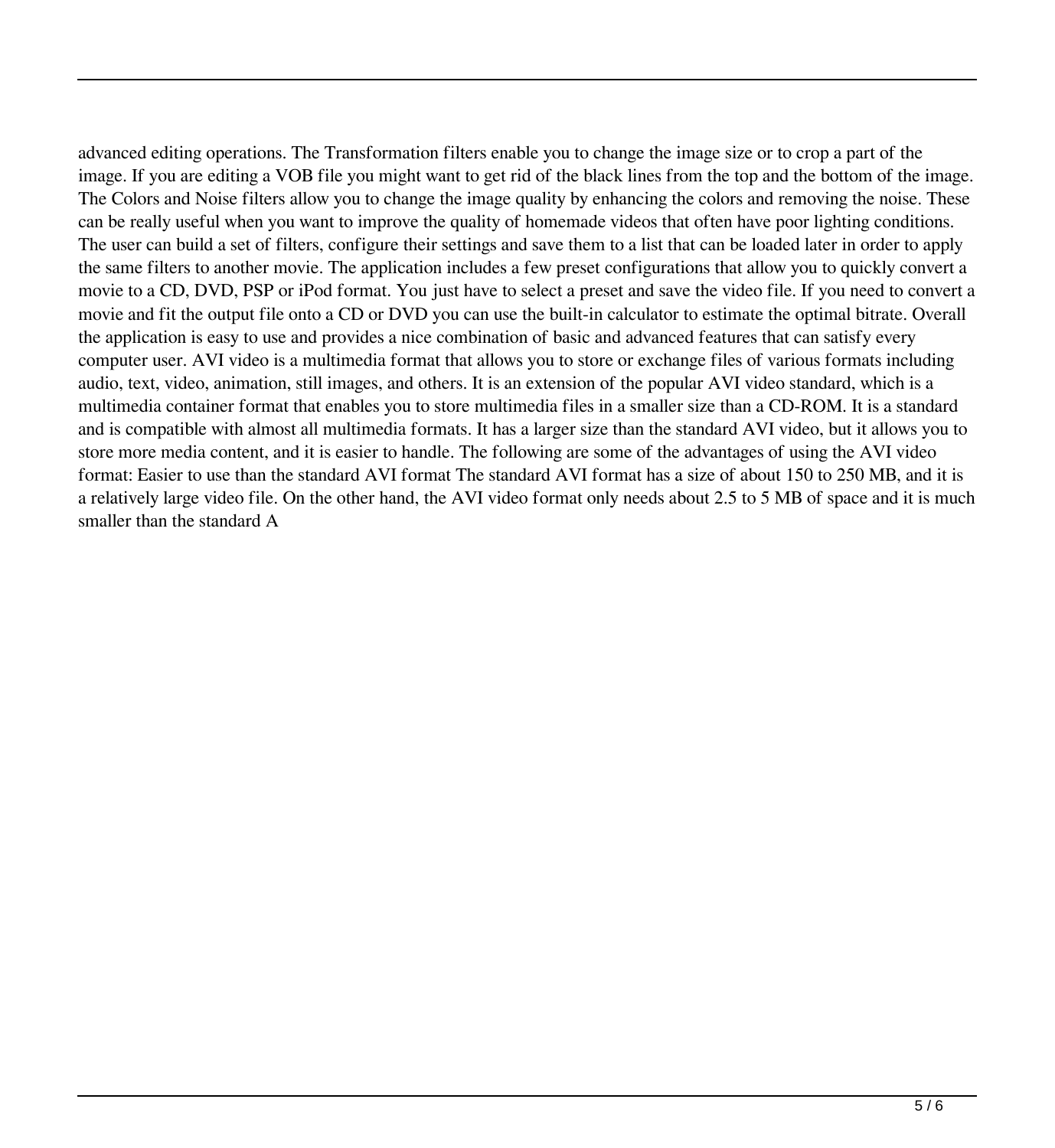advanced editing operations. The Transformation filters enable you to change the image size or to crop a part of the image. If you are editing a VOB file you might want to get rid of the black lines from the top and the bottom of the image. The Colors and Noise filters allow you to change the image quality by enhancing the colors and removing the noise. These can be really useful when you want to improve the quality of homemade videos that often have poor lighting conditions. The user can build a set of filters, configure their settings and save them to a list that can be loaded later in order to apply the same filters to another movie. The application includes a few preset configurations that allow you to quickly convert a movie to a CD, DVD, PSP or iPod format. You just have to select a preset and save the video file. If you need to convert a movie and fit the output file onto a CD or DVD you can use the built-in calculator to estimate the optimal bitrate. Overall the application is easy to use and provides a nice combination of basic and advanced features that can satisfy every computer user. AVI video is a multimedia format that allows you to store or exchange files of various formats including audio, text, video, animation, still images, and others. It is an extension of the popular AVI video standard, which is a multimedia container format that enables you to store multimedia files in a smaller size than a CD-ROM. It is a standard and is compatible with almost all multimedia formats. It has a larger size than the standard AVI video, but it allows you to store more media content, and it is easier to handle. The following are some of the advantages of using the AVI video format: Easier to use than the standard AVI format The standard AVI format has a size of about 150 to 250 MB, and it is a relatively large video file. On the other hand, the AVI video format only needs about 2.5 to 5 MB of space and it is much smaller than the standard A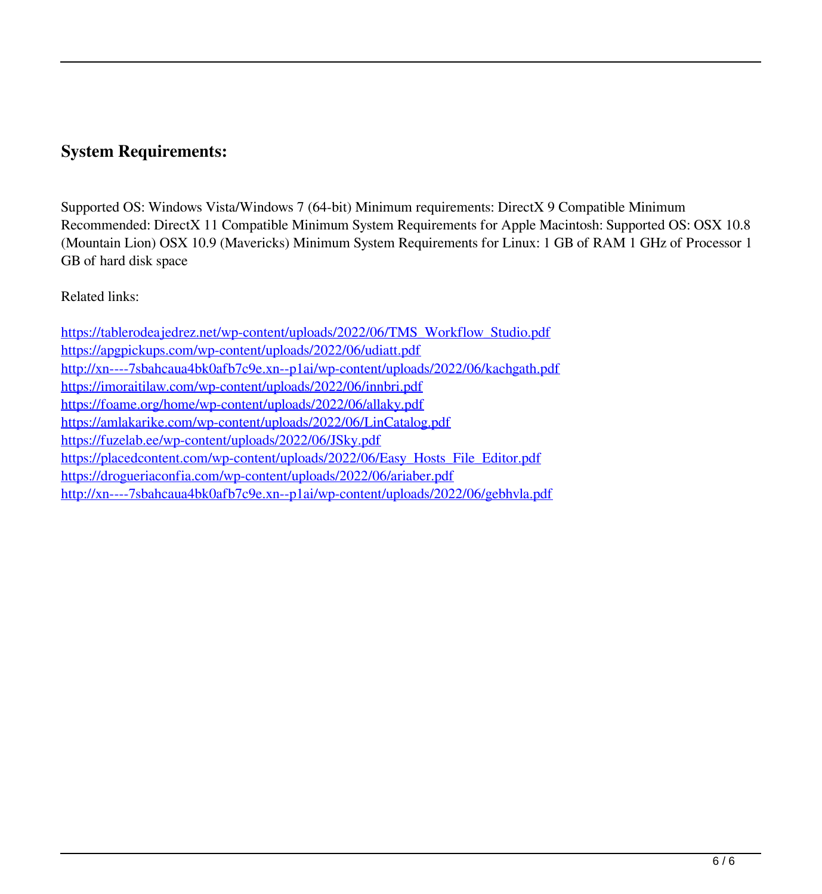## System Requirements:

Supported OS: Windows Vista/Windows 7 (64-bit) Minimum requirements: DirectX 9 Compatible Minimum Recommended: DirectX 11 Compatible Minimum System Requirements for Apple Macintosh: Supported OS: OSX 10.8 (Mountain Lion) OSX 10.9 (Mavericks) Minimum System Requirements for Linux: 1 GB of RAM 1 GHz of Processor 1 GB of hard disk space

Related links:

https://tablerodeajedrez.net/wp-content/uploads/2022/06/TMS_Workflow_Studio.pdf
https://apgpickups.com/wp-content/uploads/2022/06/udiatt.pdf
http://xn----7sbahcaua4bk0afb7c9e.xn--p1ai/wp-content/uploads/2022/06/kachgath.pdf
https://imoraitilaw.com/wp-content/uploads/2022/06/innbri.pdf
https://foame.org/home/wp-content/uploads/2022/06/allaky.pdf
https://amlakarike.com/wp-content/uploads/2022/06/LinCatalog.pdf
https://fuzelab.ee/wp-content/uploads/2022/06/JSky.pdf
https://placedcontent.com/wp-content/uploads/2022/06/Easy_Hosts_File_Editor.pdf
https://drogueriaconfia.com/wp-content/uploads/2022/06/ariaber.pdf
http://xn----7sbahcaua4bk0afb7c9e.xn--p1ai/wp-content/uploads/2022/06/gebhvla.pdf